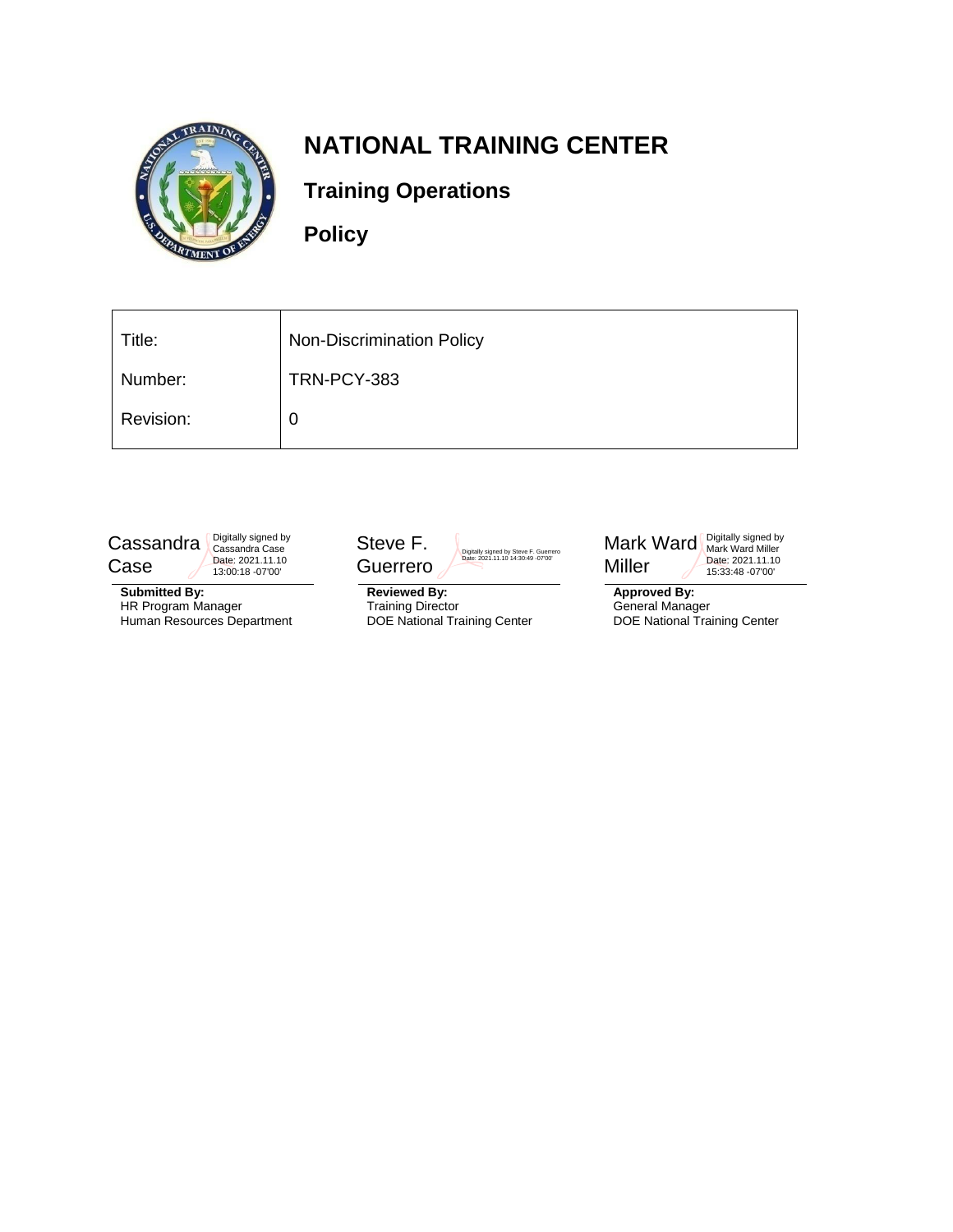# NATIONAL TRAINING CENTER

## Training Operations

## Policy

| Title: | Non-Discrimination Policy |
| --- | --- |
| Number: | TRN-PCY-383 |
| Revision: | 0 |

Cassandra Case
Digitally signed by Cassandra Case
Date: 2021.11.10 13:00:18 -07'00'

**Submitted By:**
HR Program Manager
Human Resources Department

Steve F. Guerrero
Digitally signed by Steve F. Guerrero
Date: 2021.11.10 14:30:49 -07'00'

**Reviewed By:**
Training Director
DOE National Training Center

Mark Ward Miller
Digitally signed by Mark Ward Miller
Date: 2021.11.10 15:33:48 -07'00'

**Approved By:**
General Manager
DOE National Training Center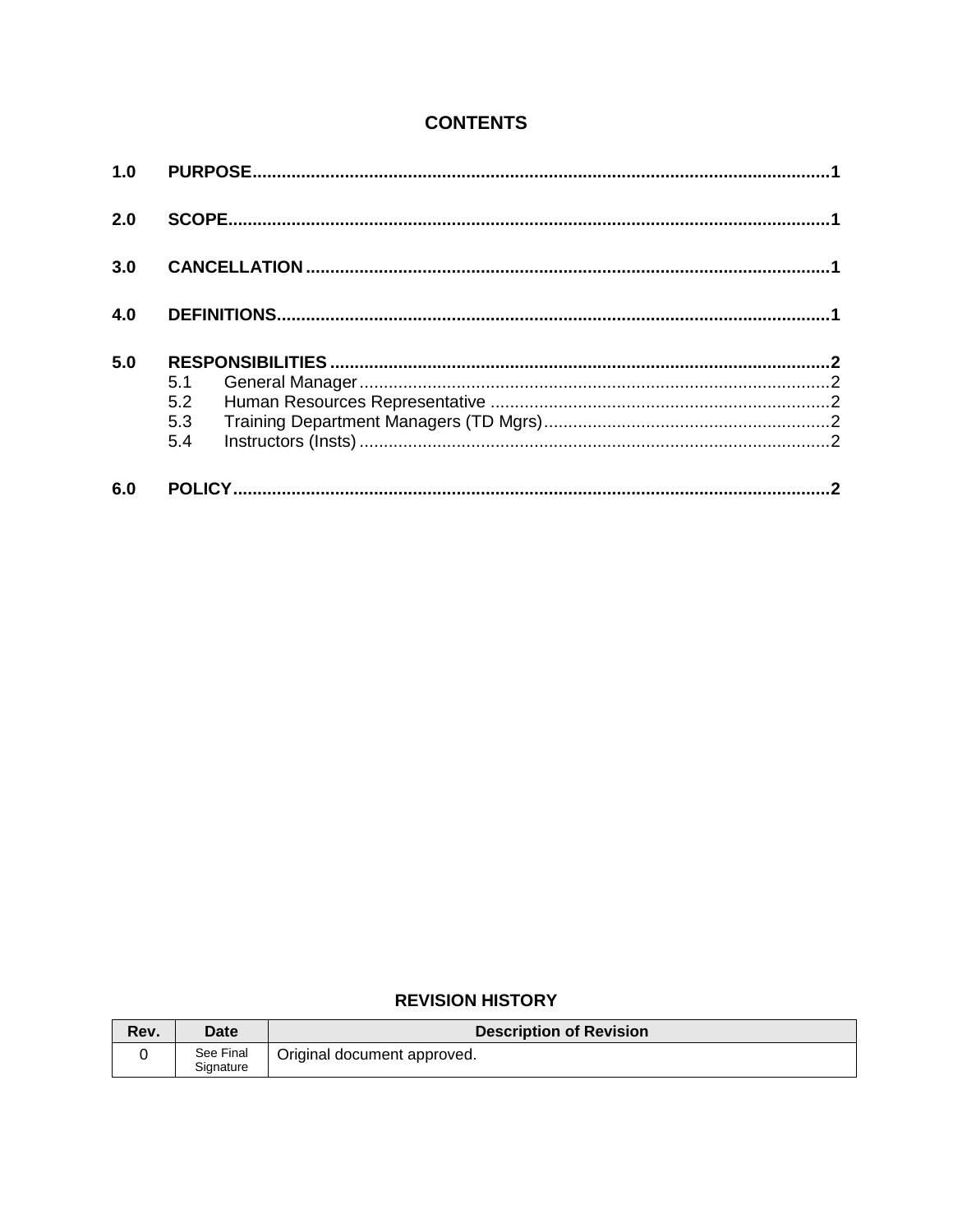## CONTENTS

| | | |
|---|---|---|
| **1.0** | **PURPOSE** | **1** |
| **2.0** | **SCOPE** | **1** |
| **3.0** | **CANCELLATION** | **1** |
| **4.0** | **DEFINITIONS** | **1** |
| **5.0** | **RESPONSIBILITIES** | **2** |
| 5.1 | General Manager | 2 |
| 5.2 | Human Resources Representative | 2 |
| 5.3 | Training Department Managers (TD Mgrs) | 2 |
| 5.4 | Instructors (Insts) | 2 |
| **6.0** | **POLICY** | **2** |

### REVISION HISTORY

| Rev. | Date | Description of Revision |
|---|---|---|
| 0 | See Final Signature | Original document approved. |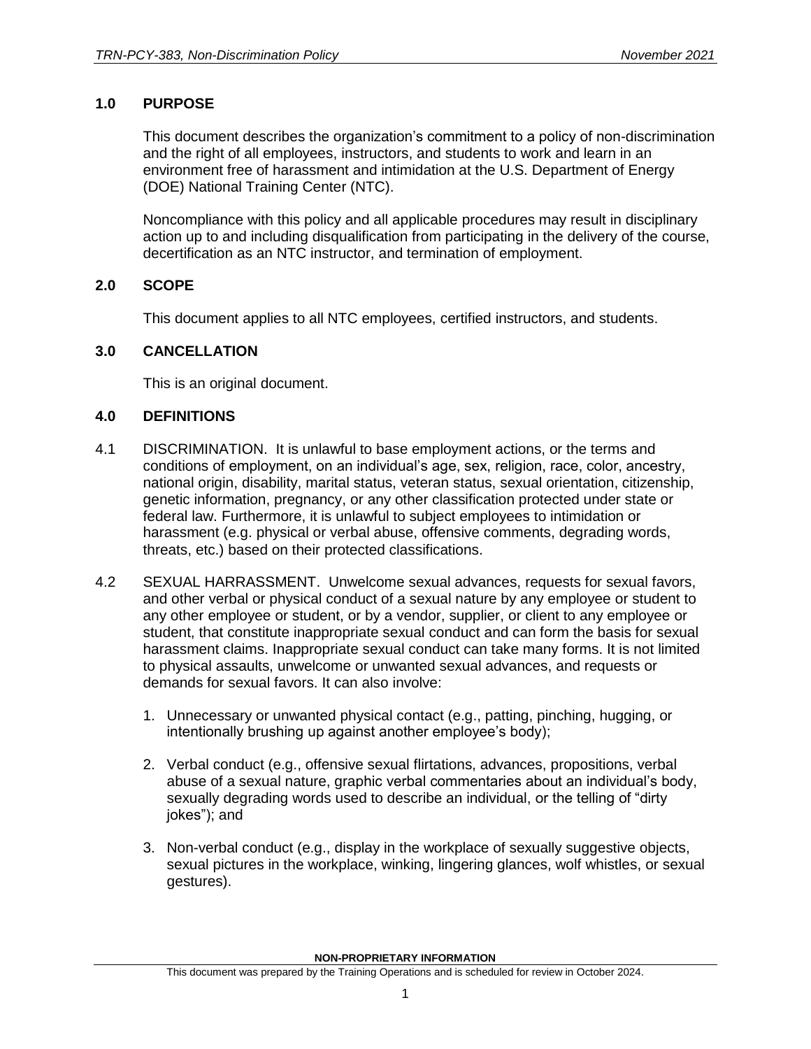## 1.0 PURPOSE

This document describes the organization's commitment to a policy of non-discrimination and the right of all employees, instructors, and students to work and learn in an environment free of harassment and intimidation at the U.S. Department of Energy (DOE) National Training Center (NTC).

Noncompliance with this policy and all applicable procedures may result in disciplinary action up to and including disqualification from participating in the delivery of the course, decertification as an NTC instructor, and termination of employment.

## 2.0 SCOPE

This document applies to all NTC employees, certified instructors, and students.

## 3.0 CANCELLATION

This is an original document.

## 4.0 DEFINITIONS

4.1 DISCRIMINATION. It is unlawful to base employment actions, or the terms and conditions of employment, on an individual's age, sex, religion, race, color, ancestry, national origin, disability, marital status, veteran status, sexual orientation, citizenship, genetic information, pregnancy, or any other classification protected under state or federal law. Furthermore, it is unlawful to subject employees to intimidation or harassment (e.g. physical or verbal abuse, offensive comments, degrading words, threats, etc.) based on their protected classifications.

4.2 SEXUAL HARRASSMENT. Unwelcome sexual advances, requests for sexual favors, and other verbal or physical conduct of a sexual nature by any employee or student to any other employee or student, or by a vendor, supplier, or client to any employee or student, that constitute inappropriate sexual conduct and can form the basis for sexual harassment claims. Inappropriate sexual conduct can take many forms. It is not limited to physical assaults, unwelcome or unwanted sexual advances, and requests or demands for sexual favors. It can also involve:

1. Unnecessary or unwanted physical contact (e.g., patting, pinching, hugging, or intentionally brushing up against another employee's body);

2. Verbal conduct (e.g., offensive sexual flirtations, advances, propositions, verbal abuse of a sexual nature, graphic verbal commentaries about an individual's body, sexually degrading words used to describe an individual, or the telling of "dirty jokes"); and

3. Non-verbal conduct (e.g., display in the workplace of sexually suggestive objects, sexual pictures in the workplace, winking, lingering glances, wolf whistles, or sexual gestures).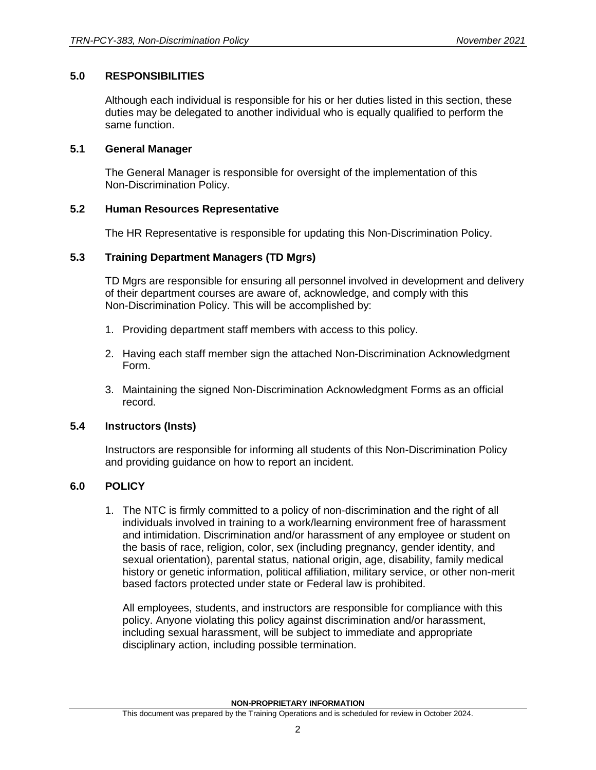## 5.0 RESPONSIBILITIES

Although each individual is responsible for his or her duties listed in this section, these duties may be delegated to another individual who is equally qualified to perform the same function.

### 5.1 General Manager

The General Manager is responsible for oversight of the implementation of this Non-Discrimination Policy.

### 5.2 Human Resources Representative

The HR Representative is responsible for updating this Non-Discrimination Policy.

### 5.3 Training Department Managers (TD Mgrs)

TD Mgrs are responsible for ensuring all personnel involved in development and delivery of their department courses are aware of, acknowledge, and comply with this Non-Discrimination Policy. This will be accomplished by:

1. Providing department staff members with access to this policy.
2. Having each staff member sign the attached Non-Discrimination Acknowledgment Form.
3. Maintaining the signed Non-Discrimination Acknowledgment Forms as an official record.

### 5.4 Instructors (Insts)

Instructors are responsible for informing all students of this Non-Discrimination Policy and providing guidance on how to report an incident.

## 6.0 POLICY

1. The NTC is firmly committed to a policy of non-discrimination and the right of all individuals involved in training to a work/learning environment free of harassment and intimidation. Discrimination and/or harassment of any employee or student on the basis of race, religion, color, sex (including pregnancy, gender identity, and sexual orientation), parental status, national origin, age, disability, family medical history or genetic information, political affiliation, military service, or other non-merit based factors protected under state or Federal law is prohibited.

   All employees, students, and instructors are responsible for compliance with this policy. Anyone violating this policy against discrimination and/or harassment, including sexual harassment, will be subject to immediate and appropriate disciplinary action, including possible termination.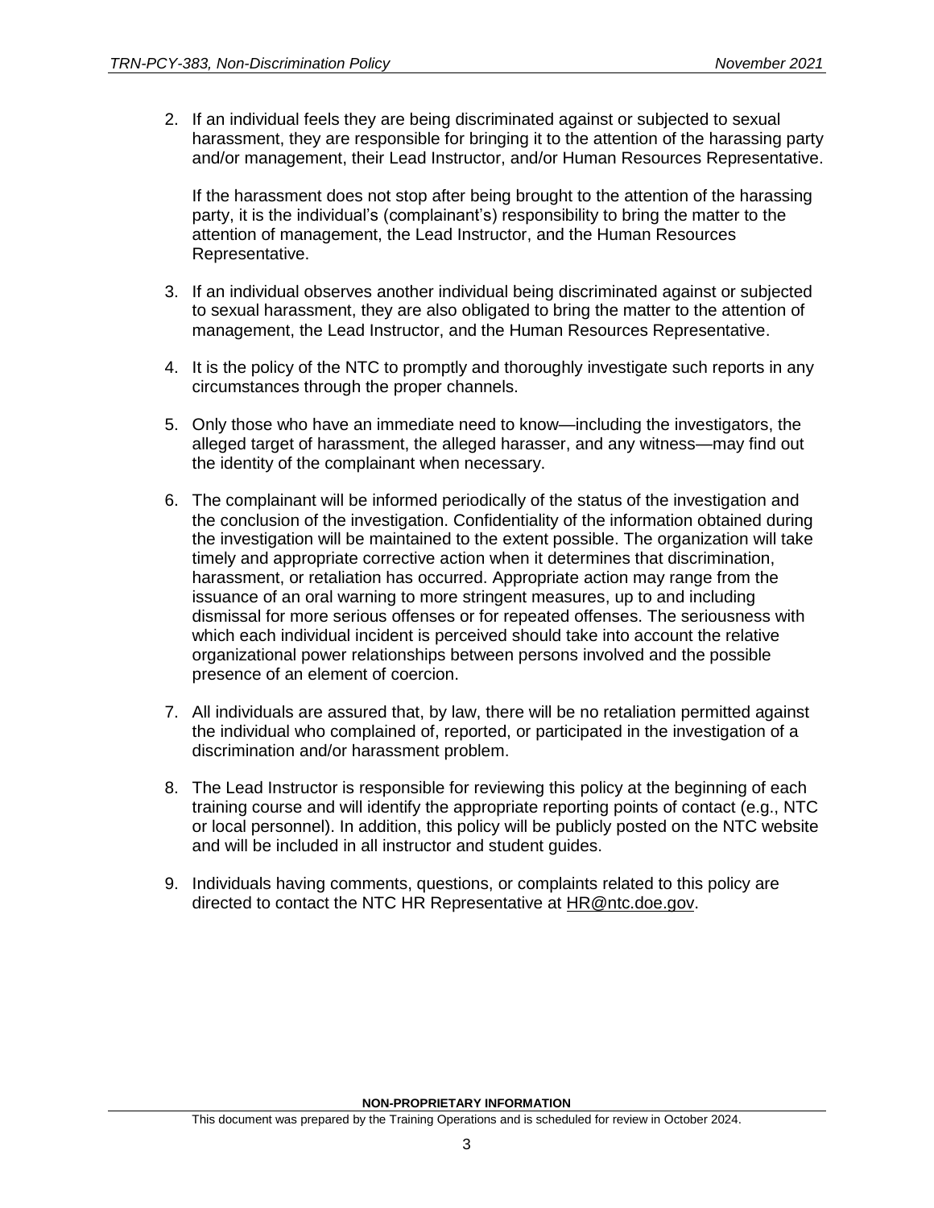2. If an individual feels they are being discriminated against or subjected to sexual harassment, they are responsible for bringing it to the attention of the harassing party and/or management, their Lead Instructor, and/or Human Resources Representative.

   If the harassment does not stop after being brought to the attention of the harassing party, it is the individual's (complainant's) responsibility to bring the matter to the attention of management, the Lead Instructor, and the Human Resources Representative.

3. If an individual observes another individual being discriminated against or subjected to sexual harassment, they are also obligated to bring the matter to the attention of management, the Lead Instructor, and the Human Resources Representative.

4. It is the policy of the NTC to promptly and thoroughly investigate such reports in any circumstances through the proper channels.

5. Only those who have an immediate need to know—including the investigators, the alleged target of harassment, the alleged harasser, and any witness—may find out the identity of the complainant when necessary.

6. The complainant will be informed periodically of the status of the investigation and the conclusion of the investigation. Confidentiality of the information obtained during the investigation will be maintained to the extent possible. The organization will take timely and appropriate corrective action when it determines that discrimination, harassment, or retaliation has occurred. Appropriate action may range from the issuance of an oral warning to more stringent measures, up to and including dismissal for more serious offenses or for repeated offenses. The seriousness with which each individual incident is perceived should take into account the relative organizational power relationships between persons involved and the possible presence of an element of coercion.

7. All individuals are assured that, by law, there will be no retaliation permitted against the individual who complained of, reported, or participated in the investigation of a discrimination and/or harassment problem.

8. The Lead Instructor is responsible for reviewing this policy at the beginning of each training course and will identify the appropriate reporting points of contact (e.g., NTC or local personnel). In addition, this policy will be publicly posted on the NTC website and will be included in all instructor and student guides.

9. Individuals having comments, questions, or complaints related to this policy are directed to contact the NTC HR Representative at HR@ntc.doe.gov.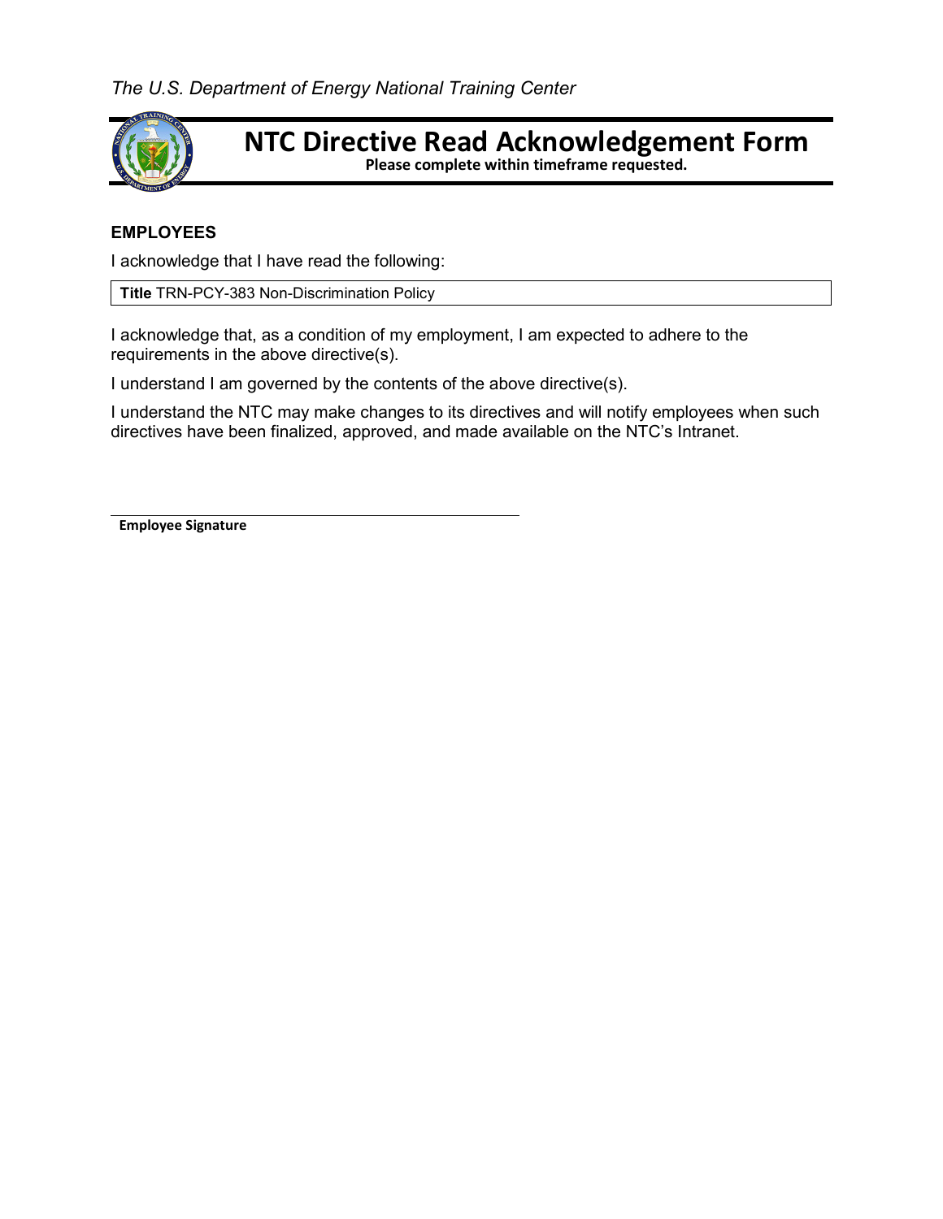*The U.S. Department of Energy National Training Center*

# NTC Directive Read Acknowledgement Form

**Please complete within timeframe requested.**

**EMPLOYEES**

I acknowledge that I have read the following:

| |
|---|
| **Title** TRN-PCY-383 Non-Discrimination Policy |

I acknowledge that, as a condition of my employment, I am expected to adhere to the requirements in the above directive(s).

I understand I am governed by the contents of the above directive(s).

I understand the NTC may make changes to its directives and will notify employees when such directives have been finalized, approved, and made available on the NTC's Intranet.

\_\_\_\_\_\_\_\_\_\_\_\_\_\_\_\_\_\_\_\_\_\_\_\_\_\_\_\_\_\_\_\_\_\_\_\_\_\_\_\_

**Employee Signature**